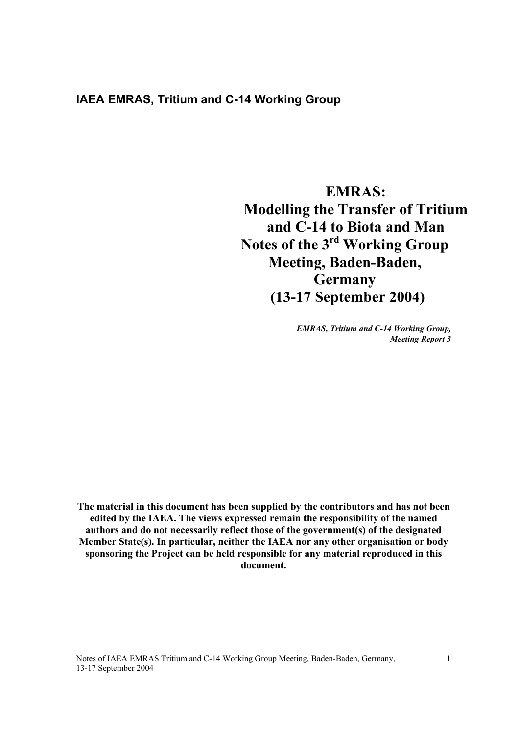**IAEA EMRAS, Tritium and C-14 Working Group**

# EMRAS: Modelling the Transfer of Tritium and C-14 to Biota and Man Notes of the 3rd Working Group Meeting, Baden-Baden, Germany (13-17 September 2004)

***EMRAS, Tritium and C-14 Working Group, Meeting Report 3***

**The material in this document has been supplied by the contributors and has not been edited by the IAEA. The views expressed remain the responsibility of the named authors and do not necessarily reflect those of the government(s) of the designated Member State(s). In particular, neither the IAEA nor any other organisation or body sponsoring the Project can be held responsible for any material reproduced in this document.**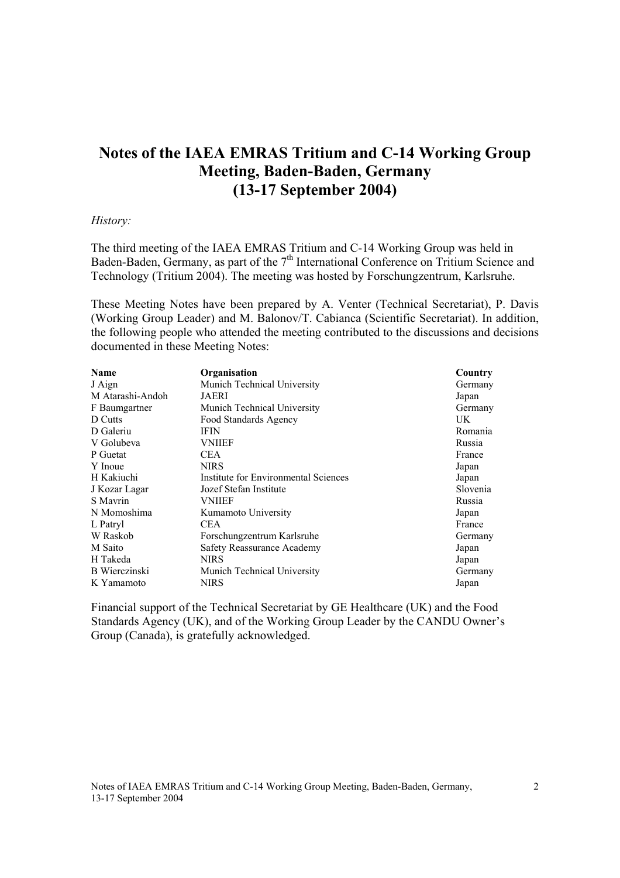# Notes of the IAEA EMRAS Tritium and C-14 Working Group Meeting, Baden-Baden, Germany (13-17 September 2004)

*History:*

The third meeting of the IAEA EMRAS Tritium and C-14 Working Group was held in Baden-Baden, Germany, as part of the 7th International Conference on Tritium Science and Technology (Tritium 2004). The meeting was hosted by Forschungzentrum, Karlsruhe.

These Meeting Notes have been prepared by A. Venter (Technical Secretariat), P. Davis (Working Group Leader) and M. Balonov/T. Cabianca (Scientific Secretariat). In addition, the following people who attended the meeting contributed to the discussions and decisions documented in these Meeting Notes:

| Name | Organisation | Country |
|---|---|---|
| J Aign | Munich Technical University | Germany |
| M Atarashi-Andoh | JAERI | Japan |
| F Baumgartner | Munich Technical University | Germany |
| D Cutts | Food Standards Agency | UK |
| D Galeriu | IFIN | Romania |
| V Golubeva | VNIIEF | Russia |
| P Guetat | CEA | France |
| Y Inoue | NIRS | Japan |
| H Kakiuchi | Institute for Environmental Sciences | Japan |
| J Kozar Lagar | Jozef Stefan Institute | Slovenia |
| S Mavrin | VNIIEF | Russia |
| N Momoshima | Kumamoto University | Japan |
| L Patryl | CEA | France |
| W Raskob | Forschungzentrum Karlsruhe | Germany |
| M Saito | Safety Reassurance Academy | Japan |
| H Takeda | NIRS | Japan |
| B Wierczinski | Munich Technical University | Germany |
| K Yamamoto | NIRS | Japan |

Financial support of the Technical Secretariat by GE Healthcare (UK) and the Food Standards Agency (UK), and of the Working Group Leader by the CANDU Owner's Group (Canada), is gratefully acknowledged.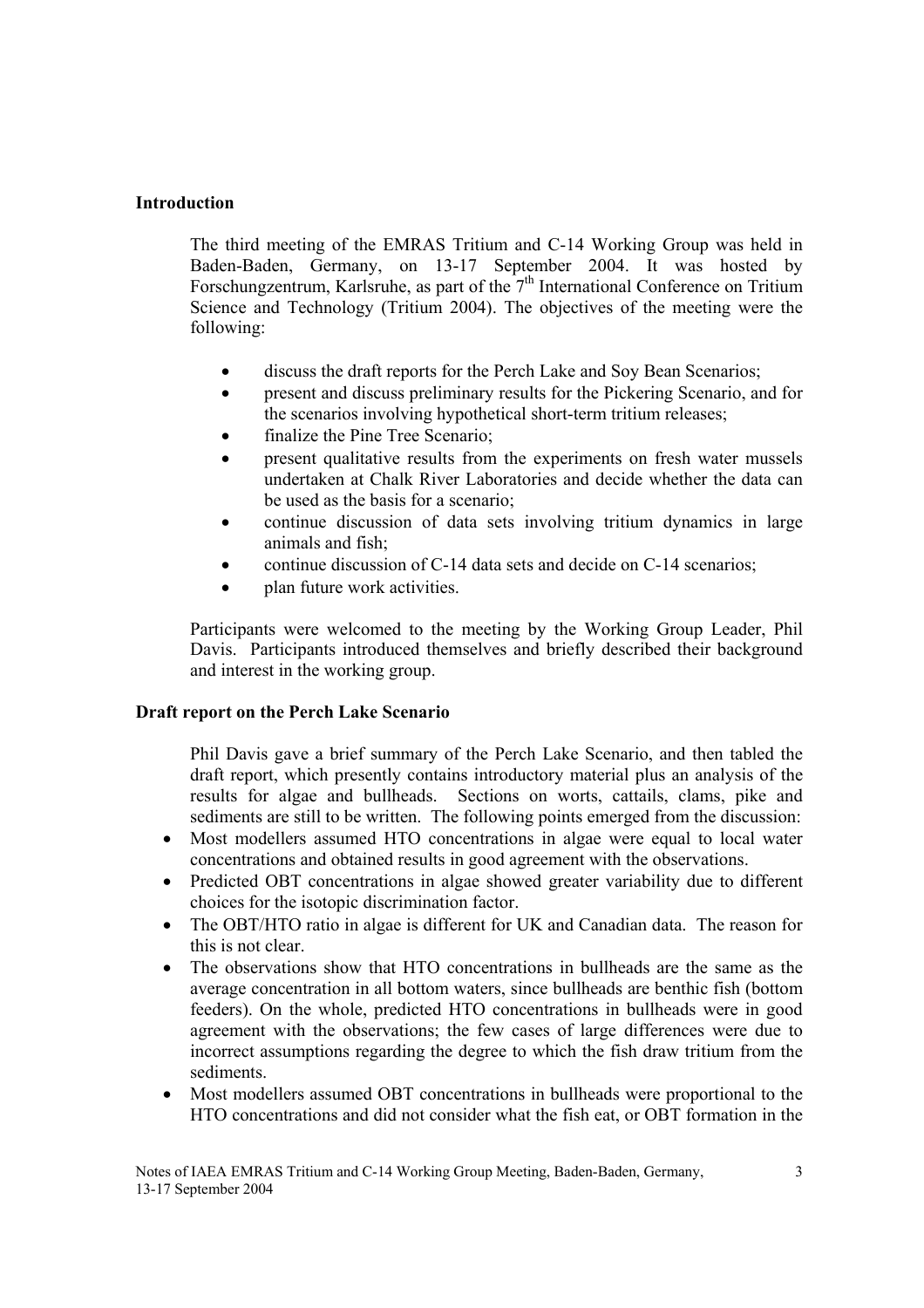## Introduction

The third meeting of the EMRAS Tritium and C-14 Working Group was held in Baden-Baden, Germany, on 13-17 September 2004. It was hosted by Forschungzentrum, Karlsruhe, as part of the 7th International Conference on Tritium Science and Technology (Tritium 2004). The objectives of the meeting were the following:

- discuss the draft reports for the Perch Lake and Soy Bean Scenarios;
- present and discuss preliminary results for the Pickering Scenario, and for the scenarios involving hypothetical short-term tritium releases;
- finalize the Pine Tree Scenario;
- present qualitative results from the experiments on fresh water mussels undertaken at Chalk River Laboratories and decide whether the data can be used as the basis for a scenario;
- continue discussion of data sets involving tritium dynamics in large animals and fish;
- continue discussion of C-14 data sets and decide on C-14 scenarios;
- plan future work activities.

Participants were welcomed to the meeting by the Working Group Leader, Phil Davis. Participants introduced themselves and briefly described their background and interest in the working group.

## Draft report on the Perch Lake Scenario

Phil Davis gave a brief summary of the Perch Lake Scenario, and then tabled the draft report, which presently contains introductory material plus an analysis of the results for algae and bullheads. Sections on worts, cattails, clams, pike and sediments are still to be written. The following points emerged from the discussion:

- Most modellers assumed HTO concentrations in algae were equal to local water concentrations and obtained results in good agreement with the observations.
- Predicted OBT concentrations in algae showed greater variability due to different choices for the isotopic discrimination factor.
- The OBT/HTO ratio in algae is different for UK and Canadian data. The reason for this is not clear.
- The observations show that HTO concentrations in bullheads are the same as the average concentration in all bottom waters, since bullheads are benthic fish (bottom feeders). On the whole, predicted HTO concentrations in bullheads were in good agreement with the observations; the few cases of large differences were due to incorrect assumptions regarding the degree to which the fish draw tritium from the sediments.
- Most modellers assumed OBT concentrations in bullheads were proportional to the HTO concentrations and did not consider what the fish eat, or OBT formation in the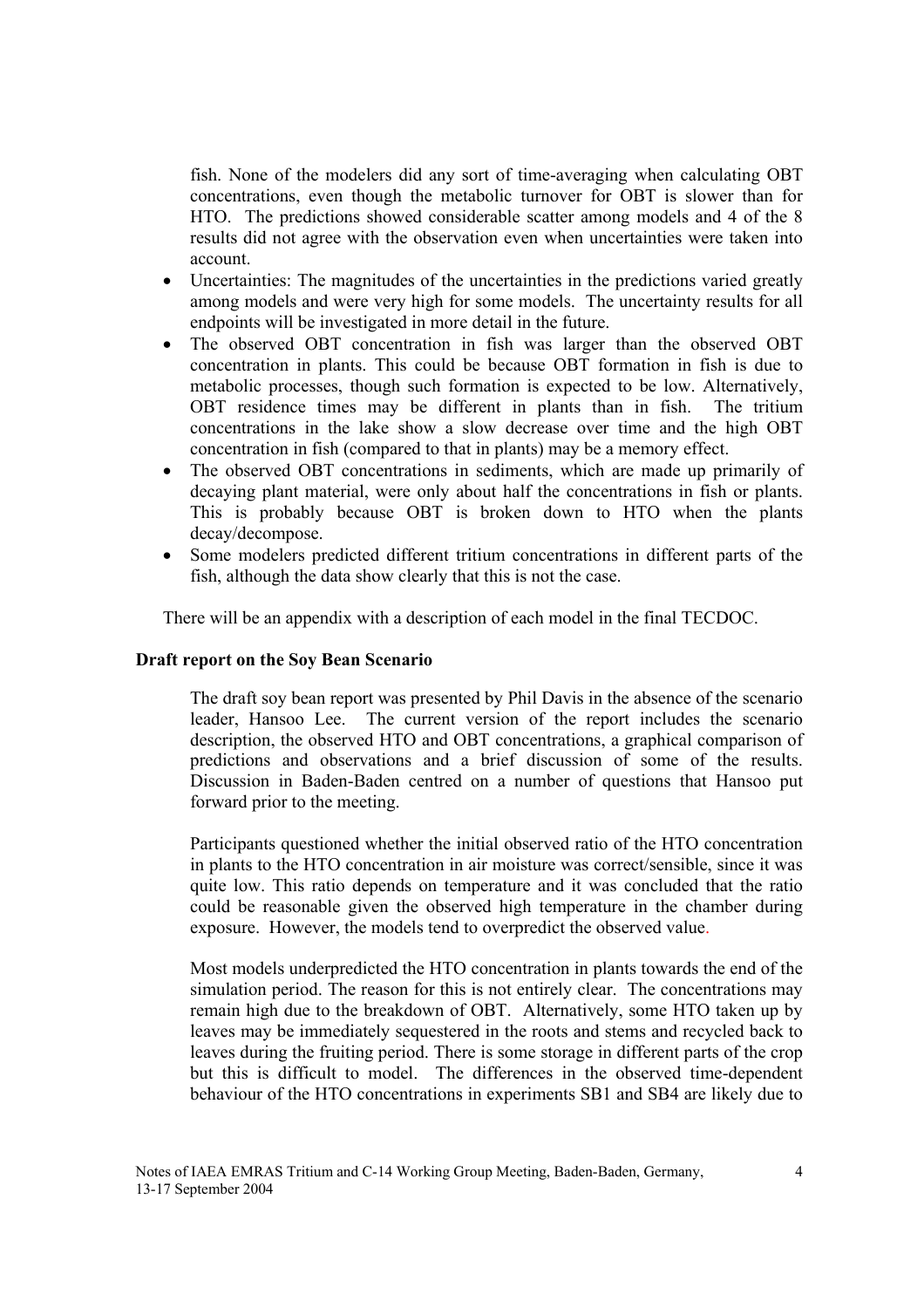fish. None of the modelers did any sort of time-averaging when calculating OBT concentrations, even though the metabolic turnover for OBT is slower than for HTO. The predictions showed considerable scatter among models and 4 of the 8 results did not agree with the observation even when uncertainties were taken into account.

- Uncertainties: The magnitudes of the uncertainties in the predictions varied greatly among models and were very high for some models. The uncertainty results for all endpoints will be investigated in more detail in the future.
- The observed OBT concentration in fish was larger than the observed OBT concentration in plants. This could be because OBT formation in fish is due to metabolic processes, though such formation is expected to be low. Alternatively, OBT residence times may be different in plants than in fish. The tritium concentrations in the lake show a slow decrease over time and the high OBT concentration in fish (compared to that in plants) may be a memory effect.
- The observed OBT concentrations in sediments, which are made up primarily of decaying plant material, were only about half the concentrations in fish or plants. This is probably because OBT is broken down to HTO when the plants decay/decompose.
- Some modelers predicted different tritium concentrations in different parts of the fish, although the data show clearly that this is not the case.

There will be an appendix with a description of each model in the final TECDOC.

**Draft report on the Soy Bean Scenario**

The draft soy bean report was presented by Phil Davis in the absence of the scenario leader, Hansoo Lee. The current version of the report includes the scenario description, the observed HTO and OBT concentrations, a graphical comparison of predictions and observations and a brief discussion of some of the results. Discussion in Baden-Baden centred on a number of questions that Hansoo put forward prior to the meeting.

Participants questioned whether the initial observed ratio of the HTO concentration in plants to the HTO concentration in air moisture was correct/sensible, since it was quite low. This ratio depends on temperature and it was concluded that the ratio could be reasonable given the observed high temperature in the chamber during exposure. However, the models tend to overpredict the observed value.

Most models underpredicted the HTO concentration in plants towards the end of the simulation period. The reason for this is not entirely clear. The concentrations may remain high due to the breakdown of OBT. Alternatively, some HTO taken up by leaves may be immediately sequestered in the roots and stems and recycled back to leaves during the fruiting period. There is some storage in different parts of the crop but this is difficult to model. The differences in the observed time-dependent behaviour of the HTO concentrations in experiments SB1 and SB4 are likely due to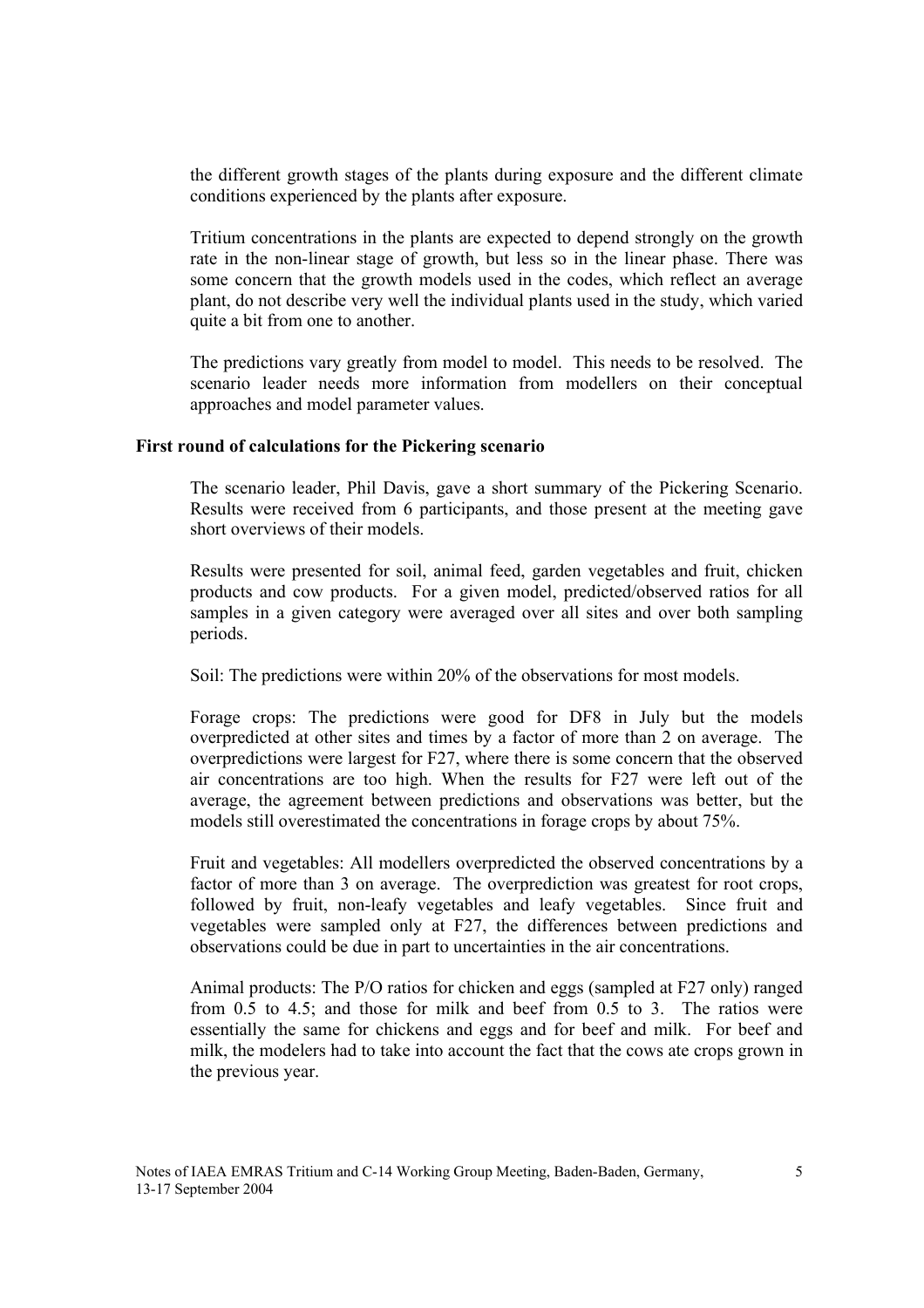the different growth stages of the plants during exposure and the different climate conditions experienced by the plants after exposure.

Tritium concentrations in the plants are expected to depend strongly on the growth rate in the non-linear stage of growth, but less so in the linear phase. There was some concern that the growth models used in the codes, which reflect an average plant, do not describe very well the individual plants used in the study, which varied quite a bit from one to another.

The predictions vary greatly from model to model. This needs to be resolved. The scenario leader needs more information from modellers on their conceptual approaches and model parameter values.

**First round of calculations for the Pickering scenario**

The scenario leader, Phil Davis, gave a short summary of the Pickering Scenario. Results were received from 6 participants, and those present at the meeting gave short overviews of their models.

Results were presented for soil, animal feed, garden vegetables and fruit, chicken products and cow products. For a given model, predicted/observed ratios for all samples in a given category were averaged over all sites and over both sampling periods.

Soil: The predictions were within 20% of the observations for most models.

Forage crops: The predictions were good for DF8 in July but the models overpredicted at other sites and times by a factor of more than 2 on average. The overpredictions were largest for F27, where there is some concern that the observed air concentrations are too high. When the results for F27 were left out of the average, the agreement between predictions and observations was better, but the models still overestimated the concentrations in forage crops by about 75%.

Fruit and vegetables: All modellers overpredicted the observed concentrations by a factor of more than 3 on average. The overprediction was greatest for root crops, followed by fruit, non-leafy vegetables and leafy vegetables. Since fruit and vegetables were sampled only at F27, the differences between predictions and observations could be due in part to uncertainties in the air concentrations.

Animal products: The P/O ratios for chicken and eggs (sampled at F27 only) ranged from 0.5 to 4.5; and those for milk and beef from 0.5 to 3. The ratios were essentially the same for chickens and eggs and for beef and milk. For beef and milk, the modelers had to take into account the fact that the cows ate crops grown in the previous year.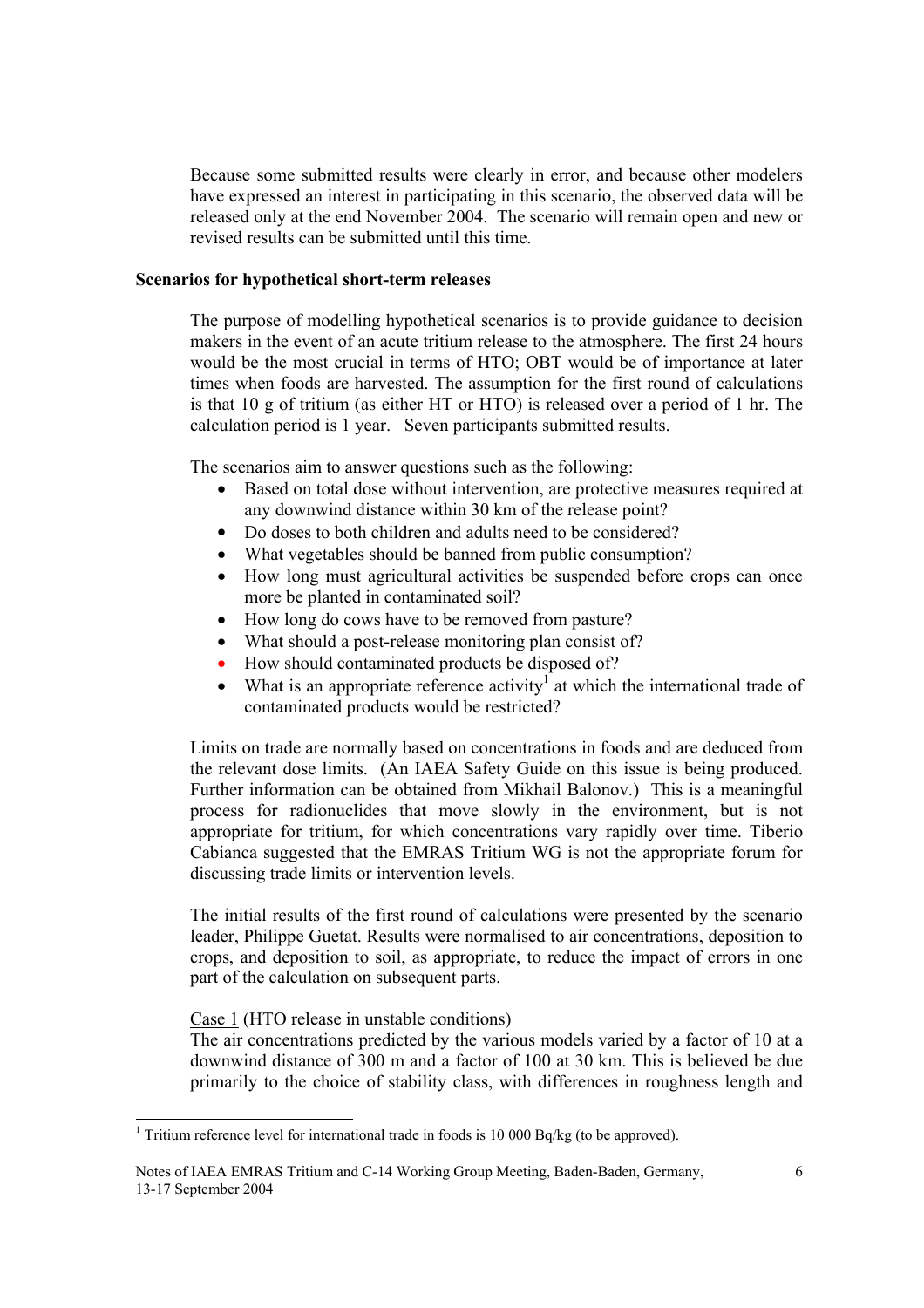Because some submitted results were clearly in error, and because other modelers have expressed an interest in participating in this scenario, the observed data will be released only at the end November 2004. The scenario will remain open and new or revised results can be submitted until this time.

**Scenarios for hypothetical short-term releases**

The purpose of modelling hypothetical scenarios is to provide guidance to decision makers in the event of an acute tritium release to the atmosphere. The first 24 hours would be the most crucial in terms of HTO; OBT would be of importance at later times when foods are harvested. The assumption for the first round of calculations is that 10 g of tritium (as either HT or HTO) is released over a period of 1 hr. The calculation period is 1 year. Seven participants submitted results.

The scenarios aim to answer questions such as the following:

- Based on total dose without intervention, are protective measures required at any downwind distance within 30 km of the release point?
- Do doses to both children and adults need to be considered?
- What vegetables should be banned from public consumption?
- How long must agricultural activities be suspended before crops can once more be planted in contaminated soil?
- How long do cows have to be removed from pasture?
- What should a post-release monitoring plan consist of?
- How should contaminated products be disposed of?
- What is an appropriate reference activity[1] at which the international trade of contaminated products would be restricted?

Limits on trade are normally based on concentrations in foods and are deduced from the relevant dose limits. (An IAEA Safety Guide on this issue is being produced. Further information can be obtained from Mikhail Balonov.) This is a meaningful process for radionuclides that move slowly in the environment, but is not appropriate for tritium, for which concentrations vary rapidly over time. Tiberio Cabianca suggested that the EMRAS Tritium WG is not the appropriate forum for discussing trade limits or intervention levels.

The initial results of the first round of calculations were presented by the scenario leader, Philippe Guetat. Results were normalised to air concentrations, deposition to crops, and deposition to soil, as appropriate, to reduce the impact of errors in one part of the calculation on subsequent parts.

Case 1 (HTO release in unstable conditions)
The air concentrations predicted by the various models varied by a factor of 10 at a downwind distance of 300 m and a factor of 100 at 30 km. This is believed be due primarily to the choice of stability class, with differences in roughness length and

[1] Tritium reference level for international trade in foods is 10 000 Bq/kg (to be approved).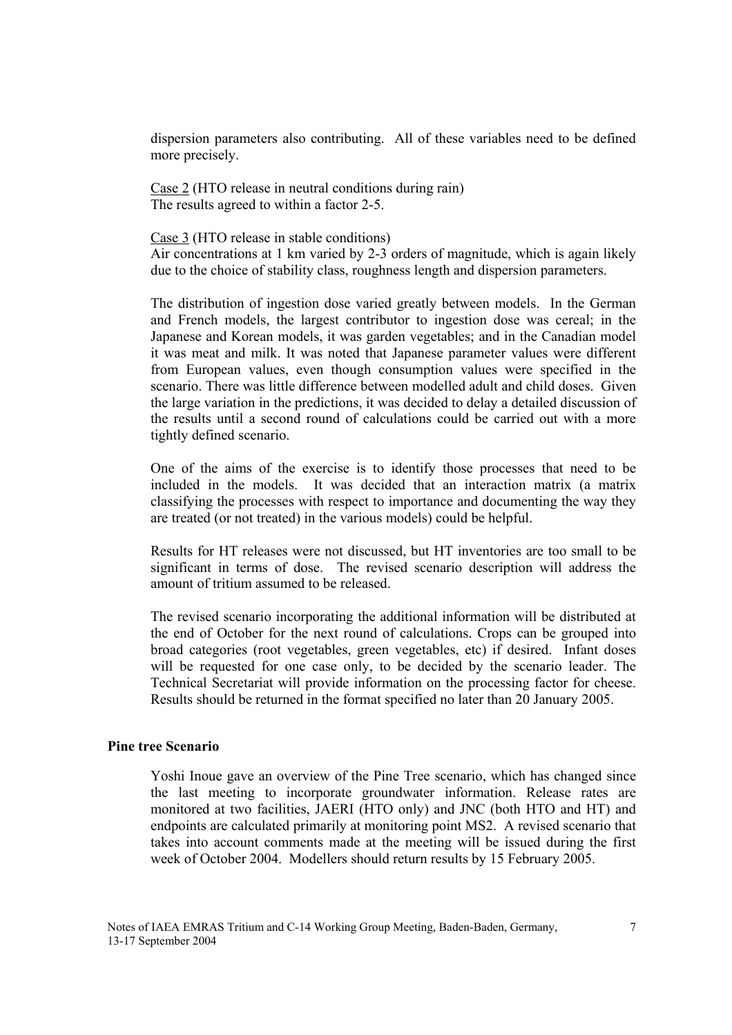dispersion parameters also contributing. All of these variables need to be defined more precisely.

Case 2 (HTO release in neutral conditions during rain)
The results agreed to within a factor 2-5.

Case 3 (HTO release in stable conditions)
Air concentrations at 1 km varied by 2-3 orders of magnitude, which is again likely due to the choice of stability class, roughness length and dispersion parameters.

The distribution of ingestion dose varied greatly between models. In the German and French models, the largest contributor to ingestion dose was cereal; in the Japanese and Korean models, it was garden vegetables; and in the Canadian model it was meat and milk. It was noted that Japanese parameter values were different from European values, even though consumption values were specified in the scenario. There was little difference between modelled adult and child doses. Given the large variation in the predictions, it was decided to delay a detailed discussion of the results until a second round of calculations could be carried out with a more tightly defined scenario.

One of the aims of the exercise is to identify those processes that need to be included in the models. It was decided that an interaction matrix (a matrix classifying the processes with respect to importance and documenting the way they are treated (or not treated) in the various models) could be helpful.

Results for HT releases were not discussed, but HT inventories are too small to be significant in terms of dose. The revised scenario description will address the amount of tritium assumed to be released.

The revised scenario incorporating the additional information will be distributed at the end of October for the next round of calculations. Crops can be grouped into broad categories (root vegetables, green vegetables, etc) if desired. Infant doses will be requested for one case only, to be decided by the scenario leader. The Technical Secretariat will provide information on the processing factor for cheese. Results should be returned in the format specified no later than 20 January 2005.

**Pine tree Scenario**

Yoshi Inoue gave an overview of the Pine Tree scenario, which has changed since the last meeting to incorporate groundwater information. Release rates are monitored at two facilities, JAERI (HTO only) and JNC (both HTO and HT) and endpoints are calculated primarily at monitoring point MS2. A revised scenario that takes into account comments made at the meeting will be issued during the first week of October 2004. Modellers should return results by 15 February 2005.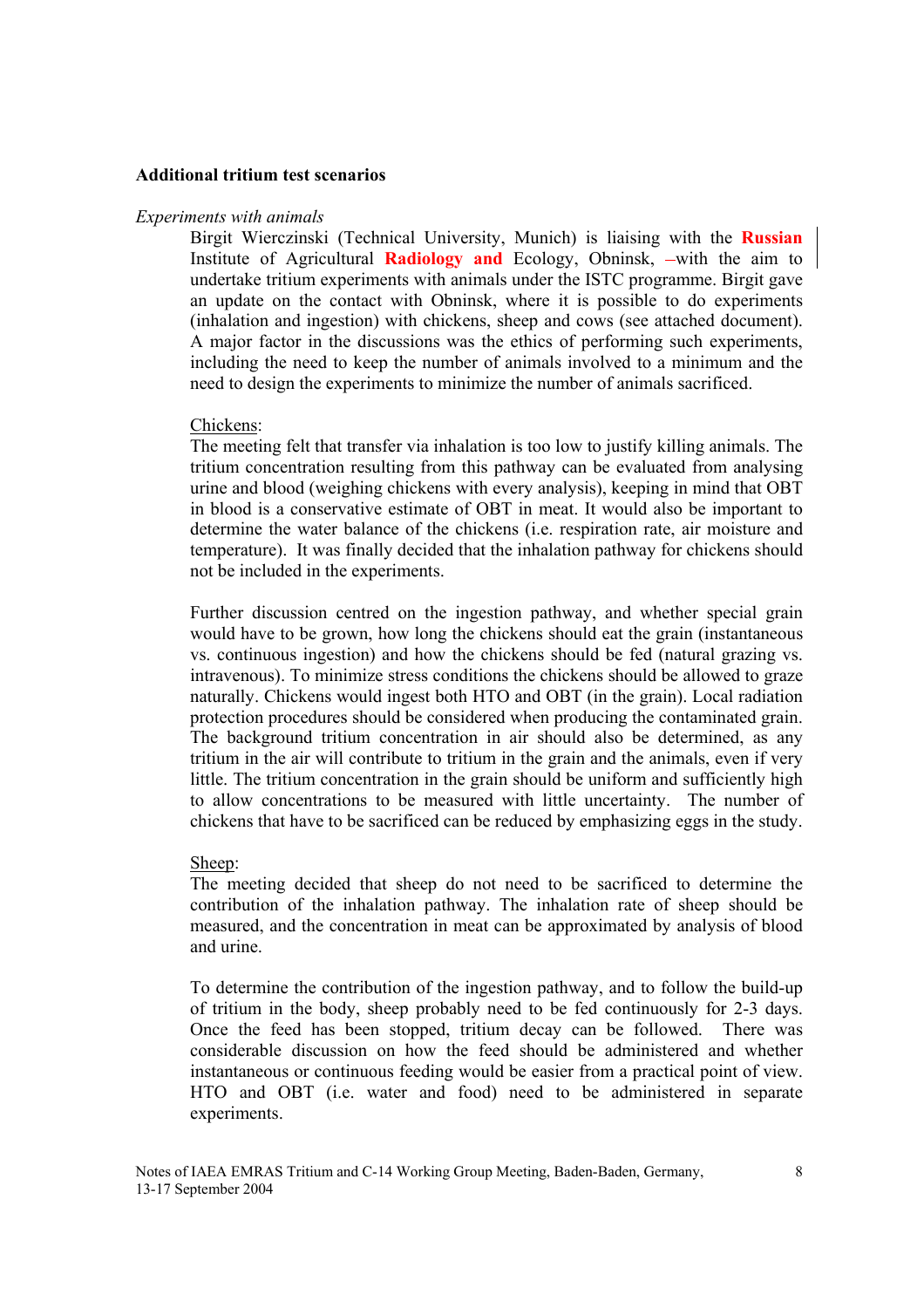**Additional tritium test scenarios**

*Experiments with animals*

Birgit Wierczinski (Technical University, Munich) is liaising with the **Russian** Institute of Agricultural **Radiology and** Ecology, Obninsk, **–**with the aim to undertake tritium experiments with animals under the ISTC programme. Birgit gave an update on the contact with Obninsk, where it is possible to do experiments (inhalation and ingestion) with chickens, sheep and cows (see attached document). A major factor in the discussions was the ethics of performing such experiments, including the need to keep the number of animals involved to a minimum and the need to design the experiments to minimize the number of animals sacrificed.

Chickens:

The meeting felt that transfer via inhalation is too low to justify killing animals. The tritium concentration resulting from this pathway can be evaluated from analysing urine and blood (weighing chickens with every analysis), keeping in mind that OBT in blood is a conservative estimate of OBT in meat. It would also be important to determine the water balance of the chickens (i.e. respiration rate, air moisture and temperature). It was finally decided that the inhalation pathway for chickens should not be included in the experiments.

Further discussion centred on the ingestion pathway, and whether special grain would have to be grown, how long the chickens should eat the grain (instantaneous vs. continuous ingestion) and how the chickens should be fed (natural grazing vs. intravenous). To minimize stress conditions the chickens should be allowed to graze naturally. Chickens would ingest both HTO and OBT (in the grain). Local radiation protection procedures should be considered when producing the contaminated grain. The background tritium concentration in air should also be determined, as any tritium in the air will contribute to tritium in the grain and the animals, even if very little. The tritium concentration in the grain should be uniform and sufficiently high to allow concentrations to be measured with little uncertainty. The number of chickens that have to be sacrificed can be reduced by emphasizing eggs in the study.

Sheep:

The meeting decided that sheep do not need to be sacrificed to determine the contribution of the inhalation pathway. The inhalation rate of sheep should be measured, and the concentration in meat can be approximated by analysis of blood and urine.

To determine the contribution of the ingestion pathway, and to follow the build-up of tritium in the body, sheep probably need to be fed continuously for 2-3 days. Once the feed has been stopped, tritium decay can be followed. There was considerable discussion on how the feed should be administered and whether instantaneous or continuous feeding would be easier from a practical point of view. HTO and OBT (i.e. water and food) need to be administered in separate experiments.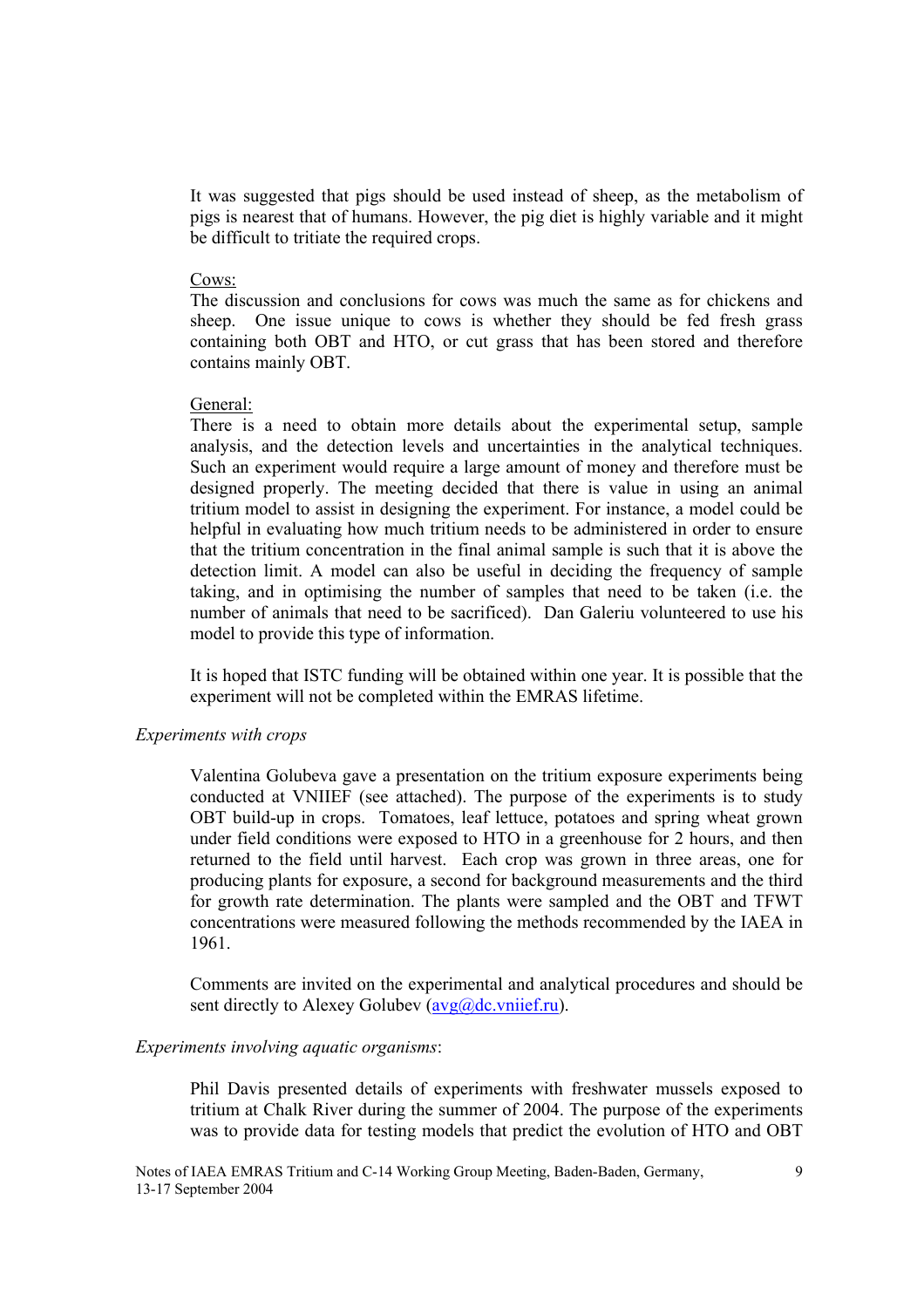It was suggested that pigs should be used instead of sheep, as the metabolism of pigs is nearest that of humans. However, the pig diet is highly variable and it might be difficult to tritiate the required crops.

Cows:

The discussion and conclusions for cows was much the same as for chickens and sheep. One issue unique to cows is whether they should be fed fresh grass containing both OBT and HTO, or cut grass that has been stored and therefore contains mainly OBT.

General:

There is a need to obtain more details about the experimental setup, sample analysis, and the detection levels and uncertainties in the analytical techniques. Such an experiment would require a large amount of money and therefore must be designed properly. The meeting decided that there is value in using an animal tritium model to assist in designing the experiment. For instance, a model could be helpful in evaluating how much tritium needs to be administered in order to ensure that the tritium concentration in the final animal sample is such that it is above the detection limit. A model can also be useful in deciding the frequency of sample taking, and in optimising the number of samples that need to be taken (i.e. the number of animals that need to be sacrificed). Dan Galeriu volunteered to use his model to provide this type of information.

It is hoped that ISTC funding will be obtained within one year. It is possible that the experiment will not be completed within the EMRAS lifetime.

*Experiments with crops*

Valentina Golubeva gave a presentation on the tritium exposure experiments being conducted at VNIIEF (see attached). The purpose of the experiments is to study OBT build-up in crops. Tomatoes, leaf lettuce, potatoes and spring wheat grown under field conditions were exposed to HTO in a greenhouse for 2 hours, and then returned to the field until harvest. Each crop was grown in three areas, one for producing plants for exposure, a second for background measurements and the third for growth rate determination. The plants were sampled and the OBT and TFWT concentrations were measured following the methods recommended by the IAEA in 1961.

Comments are invited on the experimental and analytical procedures and should be sent directly to Alexey Golubev (avg@dc.vniief.ru).

*Experiments involving aquatic organisms*:

Phil Davis presented details of experiments with freshwater mussels exposed to tritium at Chalk River during the summer of 2004. The purpose of the experiments was to provide data for testing models that predict the evolution of HTO and OBT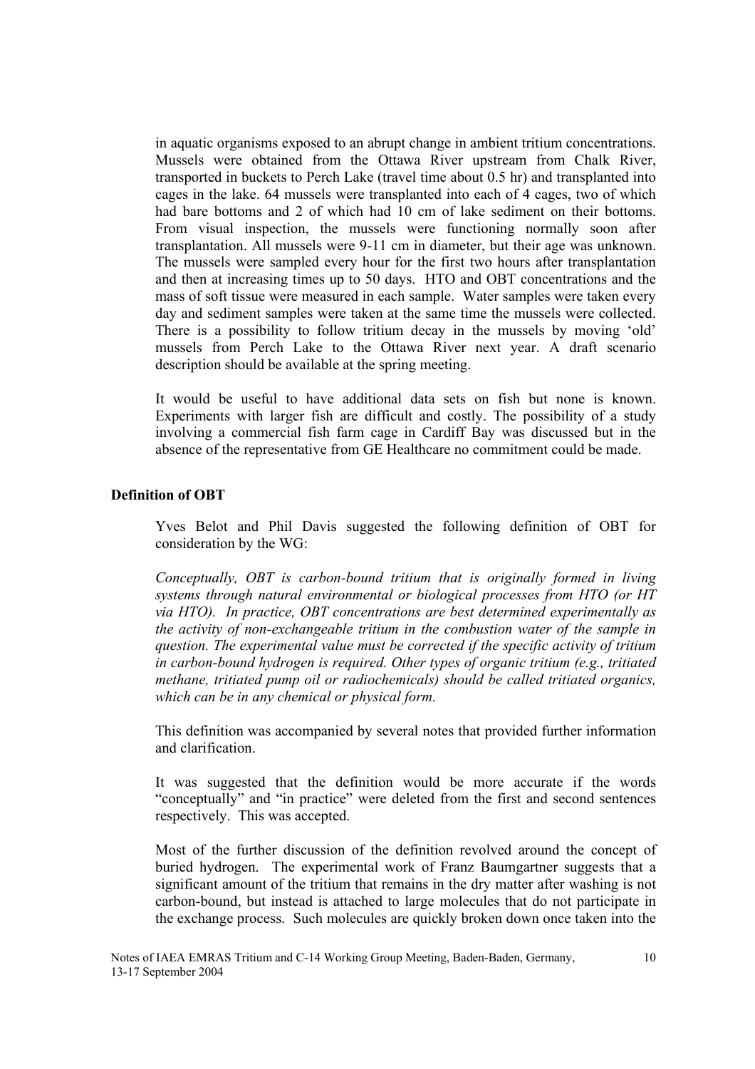in aquatic organisms exposed to an abrupt change in ambient tritium concentrations. Mussels were obtained from the Ottawa River upstream from Chalk River, transported in buckets to Perch Lake (travel time about 0.5 hr) and transplanted into cages in the lake. 64 mussels were transplanted into each of 4 cages, two of which had bare bottoms and 2 of which had 10 cm of lake sediment on their bottoms. From visual inspection, the mussels were functioning normally soon after transplantation. All mussels were 9-11 cm in diameter, but their age was unknown. The mussels were sampled every hour for the first two hours after transplantation and then at increasing times up to 50 days. HTO and OBT concentrations and the mass of soft tissue were measured in each sample. Water samples were taken every day and sediment samples were taken at the same time the mussels were collected. There is a possibility to follow tritium decay in the mussels by moving 'old' mussels from Perch Lake to the Ottawa River next year. A draft scenario description should be available at the spring meeting.

It would be useful to have additional data sets on fish but none is known. Experiments with larger fish are difficult and costly. The possibility of a study involving a commercial fish farm cage in Cardiff Bay was discussed but in the absence of the representative from GE Healthcare no commitment could be made.

**Definition of OBT**

Yves Belot and Phil Davis suggested the following definition of OBT for consideration by the WG:

*Conceptually, OBT is carbon-bound tritium that is originally formed in living systems through natural environmental or biological processes from HTO (or HT via HTO). In practice, OBT concentrations are best determined experimentally as the activity of non-exchangeable tritium in the combustion water of the sample in question. The experimental value must be corrected if the specific activity of tritium in carbon-bound hydrogen is required. Other types of organic tritium (e.g., tritiated methane, tritiated pump oil or radiochemicals) should be called tritiated organics, which can be in any chemical or physical form.*

This definition was accompanied by several notes that provided further information and clarification.

It was suggested that the definition would be more accurate if the words "conceptually" and "in practice" were deleted from the first and second sentences respectively. This was accepted.

Most of the further discussion of the definition revolved around the concept of buried hydrogen. The experimental work of Franz Baumgartner suggests that a significant amount of the tritium that remains in the dry matter after washing is not carbon-bound, but instead is attached to large molecules that do not participate in the exchange process. Such molecules are quickly broken down once taken into the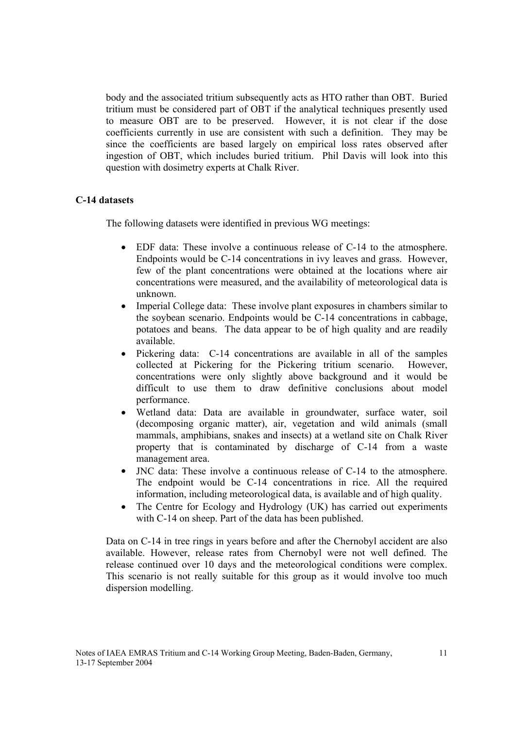body and the associated tritium subsequently acts as HTO rather than OBT. Buried tritium must be considered part of OBT if the analytical techniques presently used to measure OBT are to be preserved. However, it is not clear if the dose coefficients currently in use are consistent with such a definition. They may be since the coefficients are based largely on empirical loss rates observed after ingestion of OBT, which includes buried tritium. Phil Davis will look into this question with dosimetry experts at Chalk River.

**C-14 datasets**

The following datasets were identified in previous WG meetings:

- EDF data: These involve a continuous release of C-14 to the atmosphere. Endpoints would be C-14 concentrations in ivy leaves and grass. However, few of the plant concentrations were obtained at the locations where air concentrations were measured, and the availability of meteorological data is unknown.
- Imperial College data: These involve plant exposures in chambers similar to the soybean scenario. Endpoints would be C-14 concentrations in cabbage, potatoes and beans. The data appear to be of high quality and are readily available.
- Pickering data: C-14 concentrations are available in all of the samples collected at Pickering for the Pickering tritium scenario. However, concentrations were only slightly above background and it would be difficult to use them to draw definitive conclusions about model performance.
- Wetland data: Data are available in groundwater, surface water, soil (decomposing organic matter), air, vegetation and wild animals (small mammals, amphibians, snakes and insects) at a wetland site on Chalk River property that is contaminated by discharge of C-14 from a waste management area.
- JNC data: These involve a continuous release of C-14 to the atmosphere. The endpoint would be C-14 concentrations in rice. All the required information, including meteorological data, is available and of high quality.
- The Centre for Ecology and Hydrology (UK) has carried out experiments with C-14 on sheep. Part of the data has been published.

Data on C-14 in tree rings in years before and after the Chernobyl accident are also available. However, release rates from Chernobyl were not well defined. The release continued over 10 days and the meteorological conditions were complex. This scenario is not really suitable for this group as it would involve too much dispersion modelling.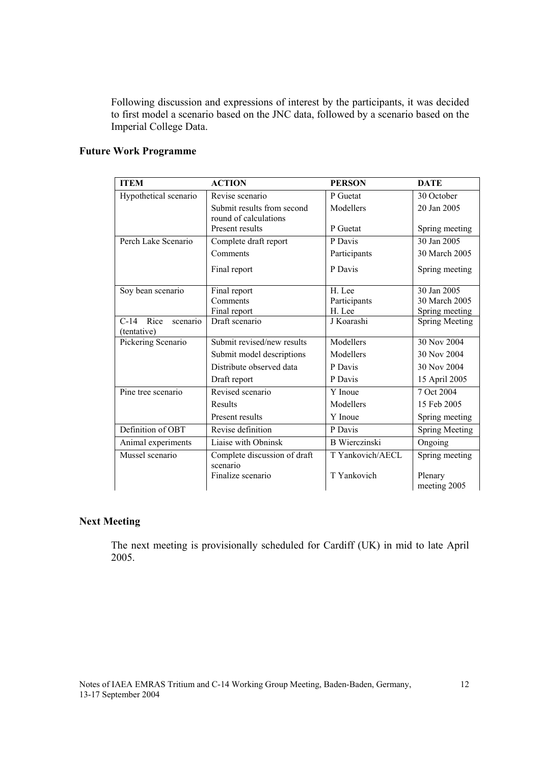Following discussion and expressions of interest by the participants, it was decided to first model a scenario based on the JNC data, followed by a scenario based on the Imperial College Data.

## Future Work Programme

| ITEM | ACTION | PERSON | DATE |
|---|---|---|---|
| Hypothetical scenario | Revise scenario | P Guetat | 30 October |
| | Submit results from second round of calculations | Modellers | 20 Jan 2005 |
| | Present results | P Guetat | Spring meeting |
| Perch Lake Scenario | Complete draft report | P Davis | 30 Jan 2005 |
| | Comments | Participants | 30 March 2005 |
| | Final report | P Davis | Spring meeting |
| Soy bean scenario | Final report | H. Lee | 30 Jan 2005 |
| | Comments | Participants | 30 March 2005 |
| | Final report | H. Lee | Spring meeting |
| C-14 Rice scenario (tentative) | Draft scenario | J Koarashi | Spring Meeting |
| Pickering Scenario | Submit revised/new results | Modellers | 30 Nov 2004 |
| | Submit model descriptions | Modellers | 30 Nov 2004 |
| | Distribute observed data | P Davis | 30 Nov 2004 |
| | Draft report | P Davis | 15 April 2005 |
| Pine tree scenario | Revised scenario | Y Inoue | 7 Oct 2004 |
| | Results | Modellers | 15 Feb 2005 |
| | Present results | Y Inoue | Spring meeting |
| Definition of OBT | Revise definition | P Davis | Spring Meeting |
| Animal experiments | Liaise with Obninsk | B Wierczinski | Ongoing |
| Mussel scenario | Complete discussion of draft scenario | T Yankovich/AECL | Spring meeting |
| | Finalize scenario | T Yankovich | Plenary meeting 2005 |

## Next Meeting

The next meeting is provisionally scheduled for Cardiff (UK) in mid to late April 2005.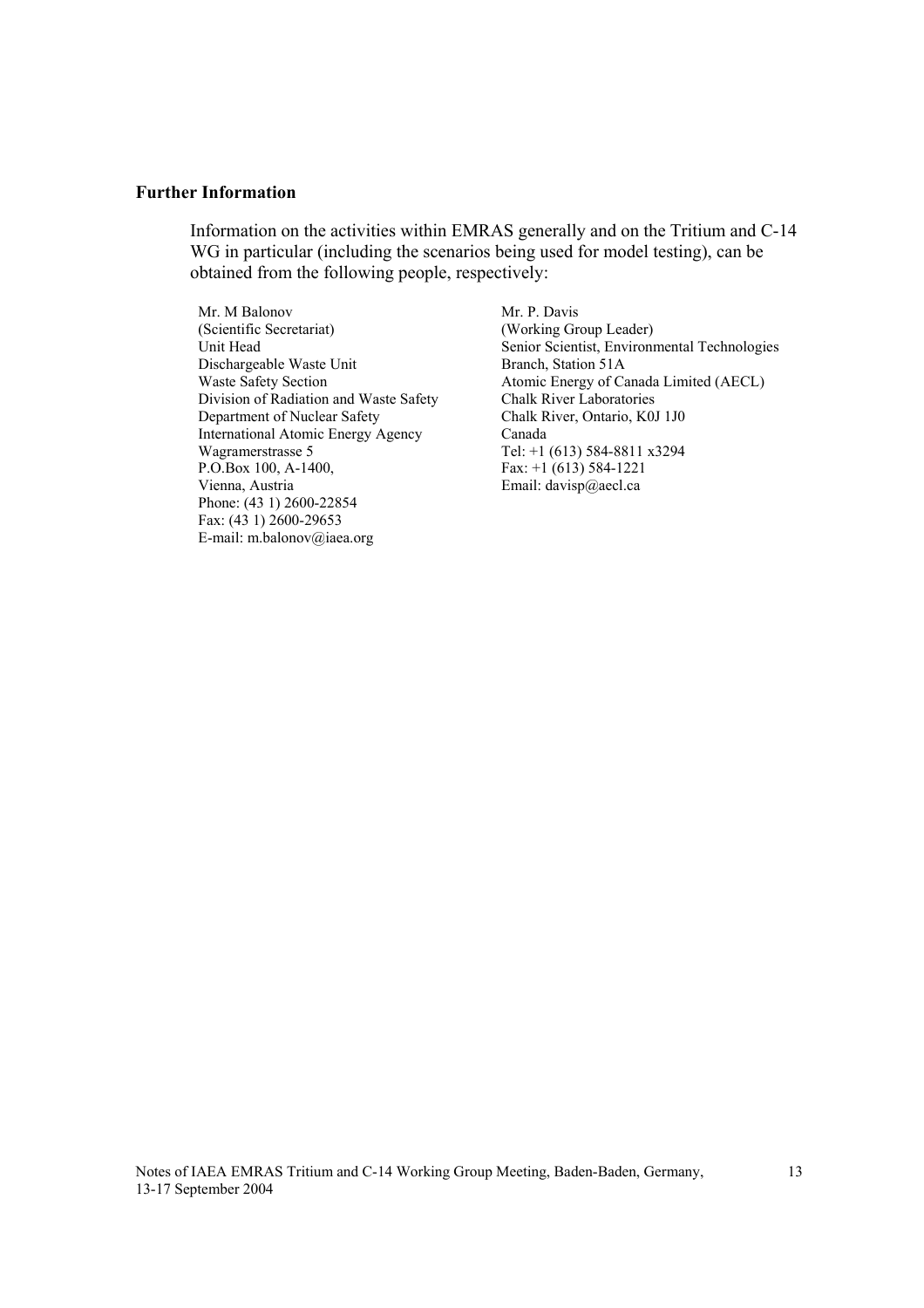### Further Information

Information on the activities within EMRAS generally and on the Tritium and C-14 WG in particular (including the scenarios being used for model testing), can be obtained from the following people, respectively:

Mr. M Balonov
(Scientific Secretariat)
Unit Head
Dischargeable Waste Unit
Waste Safety Section
Division of Radiation and Waste Safety
Department of Nuclear Safety
International Atomic Energy Agency
Wagramerstrasse 5
P.O.Box 100, A-1400,
Vienna, Austria
Phone: (43 1) 2600-22854
Fax: (43 1) 2600-29653
E-mail: m.balonov@iaea.org

Mr. P. Davis
(Working Group Leader)
Senior Scientist, Environmental Technologies
Branch, Station 51A
Atomic Energy of Canada Limited (AECL)
Chalk River Laboratories
Chalk River, Ontario, K0J 1J0
Canada
Tel: +1 (613) 584-8811 x3294
Fax: +1 (613) 584-1221
Email: davisp@aecl.ca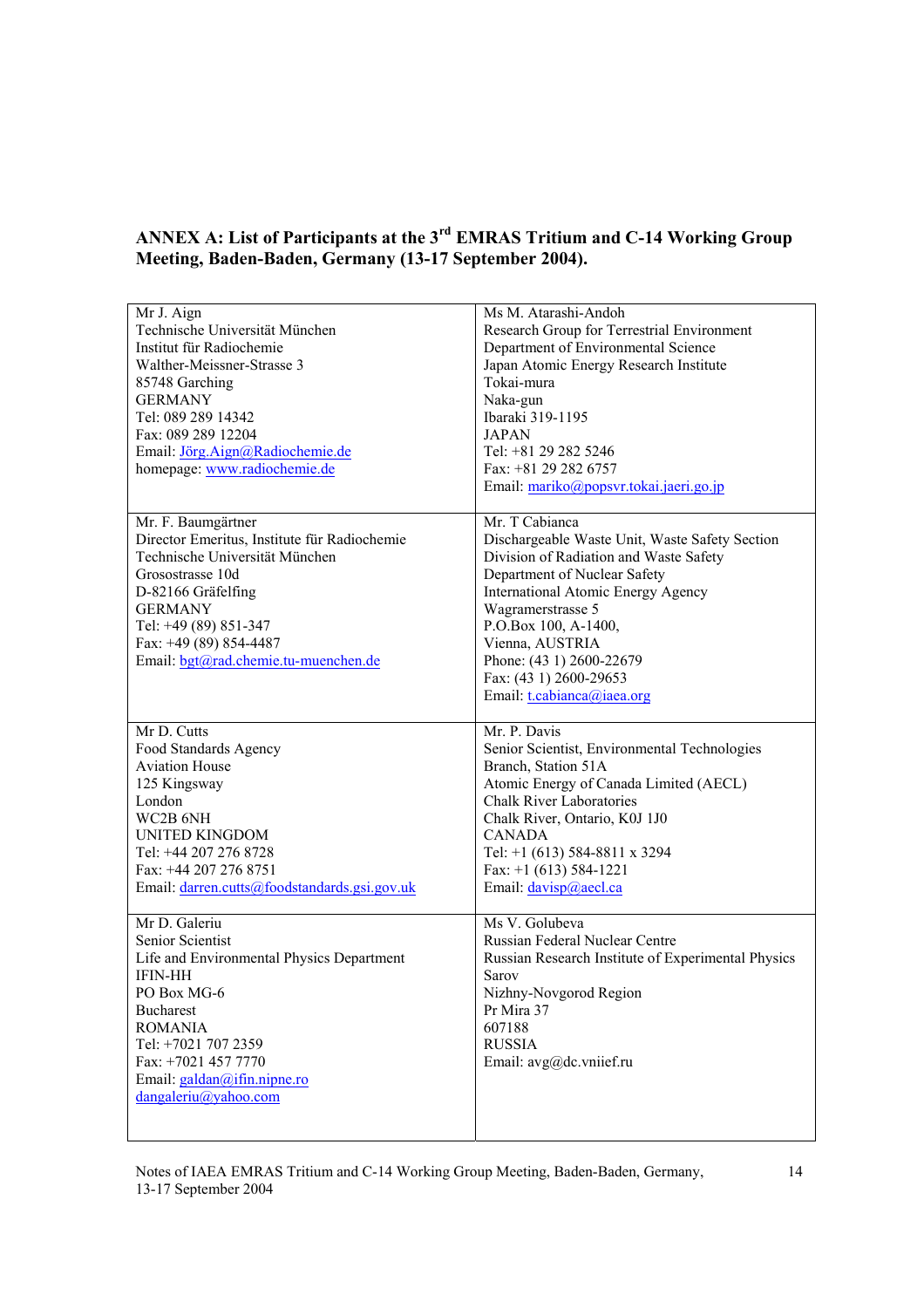## ANNEX A: List of Participants at the 3rd EMRAS Tritium and C-14 Working Group Meeting, Baden-Baden, Germany (13-17 September 2004).

| | |
|---|---|
| Mr J. Aign<br>Technische Universität München<br>Institut für Radiochemie<br>Walther-Meissner-Strasse 3<br>85748 Garching<br>GERMANY<br>Tel: 089 289 14342<br>Fax: 089 289 12204<br>Email: Jörg.Aign@Radiochemie.de<br>homepage: www.radiochemie.de | Ms M. Atarashi-Andoh<br>Research Group for Terrestrial Environment<br>Department of Environmental Science<br>Japan Atomic Energy Research Institute<br>Tokai-mura<br>Naka-gun<br>Ibaraki 319-1195<br>JAPAN<br>Tel: +81 29 282 5246<br>Fax: +81 29 282 6757<br>Email: mariko@popsvr.tokai.jaeri.go.jp |
| Mr. F. Baumgärtner<br>Director Emeritus, Institute für Radiochemie<br>Technische Universität München<br>Grosostrasse 10d<br>D-82166 Gräfelfing<br>GERMANY<br>Tel: +49 (89) 851-347<br>Fax: +49 (89) 854-4487<br>Email: bgt@rad.chemie.tu-muenchen.de | Mr. T Cabianca<br>Dischargeable Waste Unit, Waste Safety Section<br>Division of Radiation and Waste Safety<br>Department of Nuclear Safety<br>International Atomic Energy Agency<br>Wagramerstrasse 5<br>P.O.Box 100, A-1400,<br>Vienna, AUSTRIA<br>Phone: (43 1) 2600-22679<br>Fax: (43 1) 2600-29653<br>Email: t.cabianca@iaea.org |
| Mr D. Cutts<br>Food Standards Agency<br>Aviation House<br>125 Kingsway<br>London<br>WC2B 6NH<br>UNITED KINGDOM<br>Tel: +44 207 276 8728<br>Fax: +44 207 276 8751<br>Email: darren.cutts@foodstandards.gsi.gov.uk | Mr. P. Davis<br>Senior Scientist, Environmental Technologies Branch, Station 51A<br>Atomic Energy of Canada Limited (AECL)<br>Chalk River Laboratories<br>Chalk River, Ontario, K0J 1J0<br>CANADA<br>Tel: +1 (613) 584-8811 x 3294<br>Fax: +1 (613) 584-1221<br>Email: davisp@aecl.ca |
| Mr D. Galeriu<br>Senior Scientist<br>Life and Environmental Physics Department<br>IFIN-HH<br>PO Box MG-6<br>Bucharest<br>ROMANIA<br>Tel: +7021 707 2359<br>Fax: +7021 457 7770<br>Email: galdan@ifin.nipne.ro<br>dangaleriu@yahoo.com | Ms V. Golubeva<br>Russian Federal Nuclear Centre<br>Russian Research Institute of Experimental Physics<br>Sarov<br>Nizhny-Novgorod Region<br>Pr Mira 37<br>607188<br>RUSSIA<br>Email: avg@dc.vniief.ru |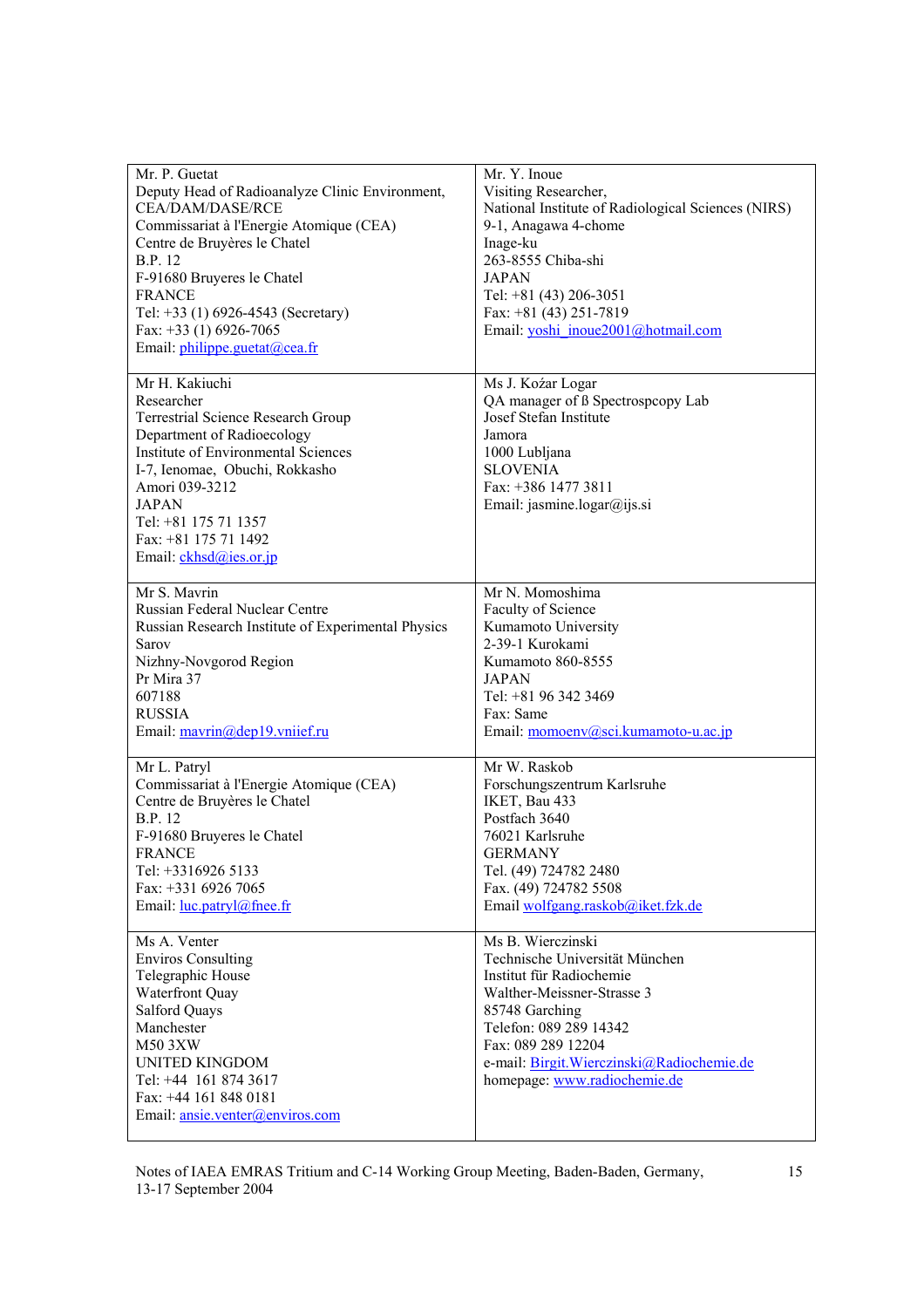| | |
|---|---|
| Mr. P. Guetat<br>Deputy Head of Radioanalyze Clinic Environment, CEA/DAM/DASE/RCE<br>Commissariat à l'Energie Atomique (CEA)<br>Centre de Bruyères le Chatel<br>B.P. 12<br>F-91680 Bruyeres le Chatel<br>FRANCE<br>Tel: +33 (1) 6926-4543 (Secretary)<br>Fax: +33 (1) 6926-7065<br>Email: philippe.guetat@cea.fr | Mr. Y. Inoue<br>Visiting Researcher,<br>National Institute of Radiological Sciences (NIRS)<br>9-1, Anagawa 4-chome<br>Inage-ku<br>263-8555 Chiba-shi<br>JAPAN<br>Tel: +81 (43) 206-3051<br>Fax: +81 (43) 251-7819<br>Email: yoshi_inoue2001@hotmail.com |
| Mr H. Kakiuchi<br>Researcher<br>Terrestrial Science Research Group<br>Department of Radioecology<br>Institute of Environmental Sciences<br>I-7, Ienomae, Obuchi, Rokkasho<br>Amori 039-3212<br>JAPAN<br>Tel: +81 175 71 1357<br>Fax: +81 175 71 1492<br>Email: ckhsd@ies.or.jp | Ms J. Kożar Logar<br>QA manager of ß Spectrospcopy Lab<br>Josef Stefan Institute<br>Jamora<br>1000 Lubljana<br>SLOVENIA<br>Fax: +386 1477 3811<br>Email: jasmine.logar@ijs.si |
| Mr S. Mavrin<br>Russian Federal Nuclear Centre<br>Russian Research Institute of Experimental Physics<br>Sarov<br>Nizhny-Novgorod Region<br>Pr Mira 37<br>607188<br>RUSSIA<br>Email: mavrin@dep19.vniief.ru | Mr N. Momoshima<br>Faculty of Science<br>Kumamoto University<br>2-39-1 Kurokami<br>Kumamoto 860-8555<br>JAPAN<br>Tel: +81 96 342 3469<br>Fax: Same<br>Email: momoenv@sci.kumamoto-u.ac.jp |
| Mr L. Patryl<br>Commissariat à l'Energie Atomique (CEA)<br>Centre de Bruyères le Chatel<br>B.P. 12<br>F-91680 Bruyeres le Chatel<br>FRANCE<br>Tel: +3316926 5133<br>Fax: +331 6926 7065<br>Email: luc.patryl@fnee.fr | Mr W. Raskob<br>Forschungszentrum Karlsruhe<br>IKET, Bau 433<br>Postfach 3640<br>76021 Karlsruhe<br>GERMANY<br>Tel. (49) 724782 2480<br>Fax. (49) 724782 5508<br>Email wolfgang.raskob@iket.fzk.de |
| Ms A. Venter<br>Enviros Consulting<br>Telegraphic House<br>Waterfront Quay<br>Salford Quays<br>Manchester<br>M50 3XW<br>UNITED KINGDOM<br>Tel: +44 161 874 3617<br>Fax: +44 161 848 0181<br>Email: ansie.venter@enviros.com | Ms B. Wierczinski<br>Technische Universität München<br>Institut für Radiochemie<br>Walther-Meissner-Strasse 3<br>85748 Garching<br>Telefon: 089 289 14342<br>Fax: 089 289 12204<br>e-mail: Birgit.Wierczinski@Radiochemie.de<br>homepage: www.radiochemie.de |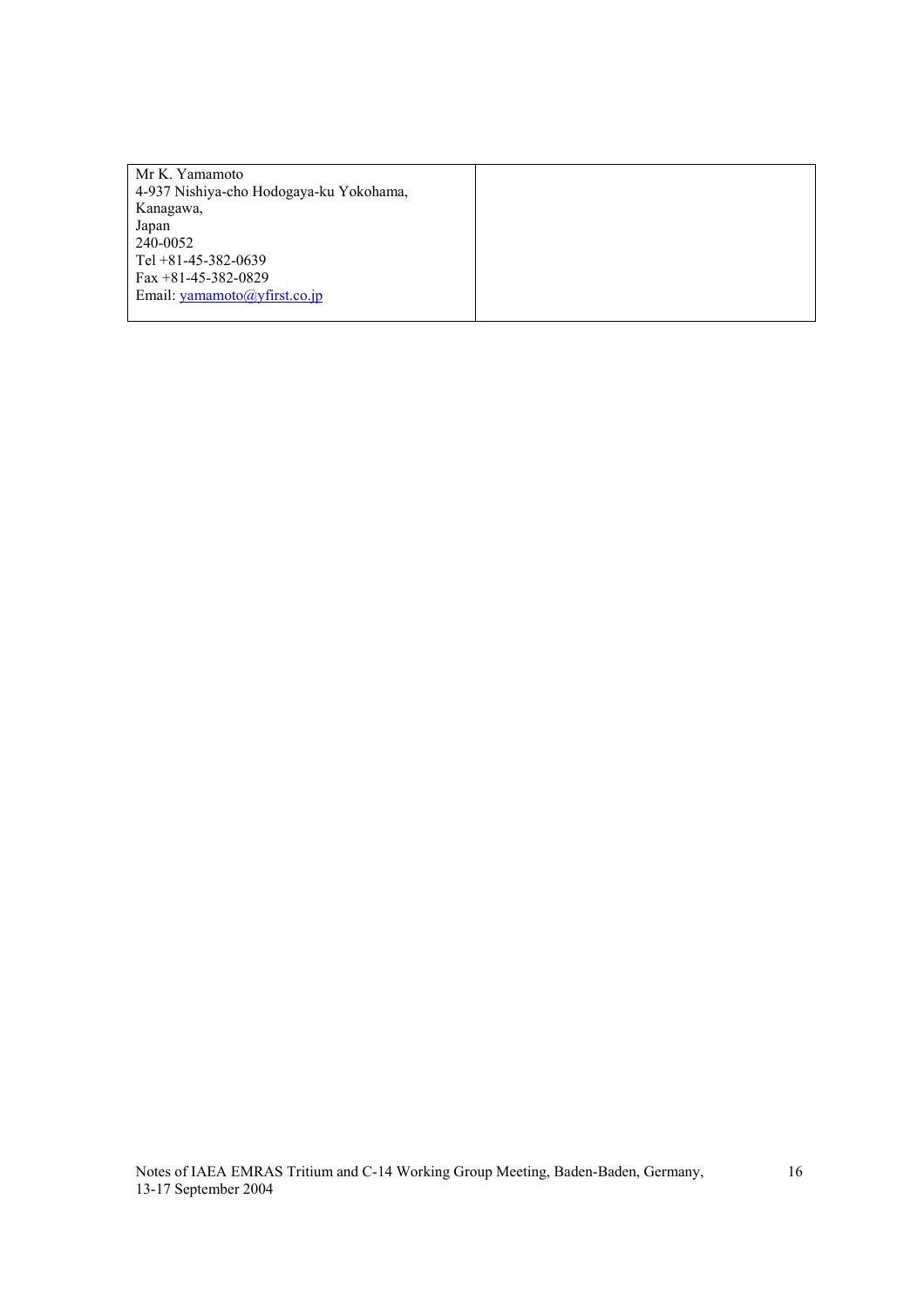| | |
|---|---|
| Mr K. Yamamoto<br>4-937 Nishiya-cho Hodogaya-ku Yokohama,<br>Kanagawa,<br>Japan<br>240-0052<br>Tel +81-45-382-0639<br>Fax +81-45-382-0829<br>Email: yamamoto@yfirst.co.jp | |